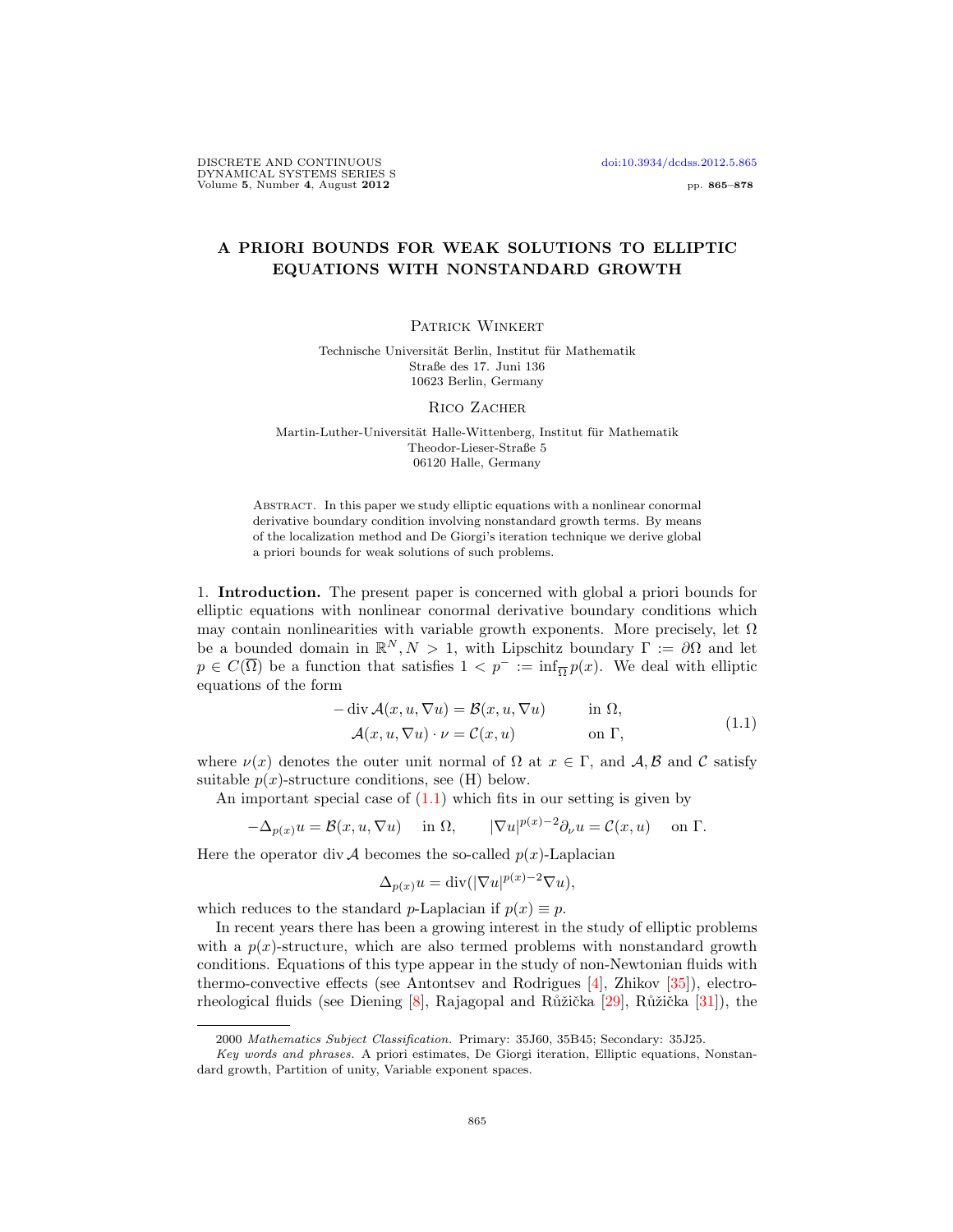# A PRIORI BOUNDS FOR WEAK SOLUTIONS TO ELLIPTIC EQUATIONS WITH NONSTANDARD GROWTH

Patrick Winkert

Technische Universität Berlin, Institut für Mathematik
Straße des 17. Juni 136
10623 Berlin, Germany

Rico Zacher

Martin-Luther-Universität Halle-Wittenberg, Institut für Mathematik
Theodor-Lieser-Straße 5
06120 Halle, Germany

Abstract. In this paper we study elliptic equations with a nonlinear conormal derivative boundary condition involving nonstandard growth terms. By means of the localization method and De Giorgi's iteration technique we derive global a priori bounds for weak solutions of such problems.

1. **Introduction.** The present paper is concerned with global a priori bounds for elliptic equations with nonlinear conormal derivative boundary conditions which may contain nonlinearities with variable growth exponents. More precisely, let $\Omega$ be a bounded domain in $\mathbb{R}^N, N > 1$, with Lipschitz boundary $\Gamma := \partial\Omega$ and let $p \in C(\overline{\Omega})$ be a function that satisfies $1 < p^- := \inf_{\overline{\Omega}} p(x)$. We deal with elliptic equations of the form

$$
\begin{aligned}
-\operatorname{div} \mathcal{A}(x, u, \nabla u) &= \mathcal{B}(x, u, \nabla u) \qquad && \text{in } \Omega, \\
\mathcal{A}(x, u, \nabla u) \cdot \nu &= \mathcal{C}(x, u) && \text{on } \Gamma,
\end{aligned}
\tag{1.1}
$$

where $\nu(x)$ denotes the outer unit normal of $\Omega$ at $x \in \Gamma$, and $\mathcal{A}, \mathcal{B}$ and $\mathcal{C}$ satisfy suitable $p(x)$-structure conditions, see (H) below.

An important special case of (1.1) which fits in our setting is given by

$$
-\Delta_{p(x)} u = \mathcal{B}(x, u, \nabla u) \quad \text{in } \Omega, \qquad |\nabla u|^{p(x)-2} \partial_\nu u = \mathcal{C}(x, u) \quad \text{on } \Gamma.
$$

Here the operator $\operatorname{div} \mathcal{A}$ becomes the so-called $p(x)$-Laplacian

$$
\Delta_{p(x)} u = \operatorname{div}(|\nabla u|^{p(x)-2} \nabla u),
$$

which reduces to the standard $p$-Laplacian if $p(x) \equiv p$.

In recent years there has been a growing interest in the study of elliptic problems with a $p(x)$-structure, which are also termed problems with nonstandard growth conditions. Equations of this type appear in the study of non-Newtonian fluids with thermo-convective effects (see Antontsev and Rodrigues [4], Zhikov [35]), electro-rheological fluids (see Diening [8], Rajagopal and Růžička [29], Růžička [31]), the

2000 *Mathematics Subject Classification.* Primary: 35J60, 35B45; Secondary: 35J25.

*Key words and phrases.* A priori estimates, De Giorgi iteration, Elliptic equations, Nonstandard growth, Partition of unity, Variable exponent spaces.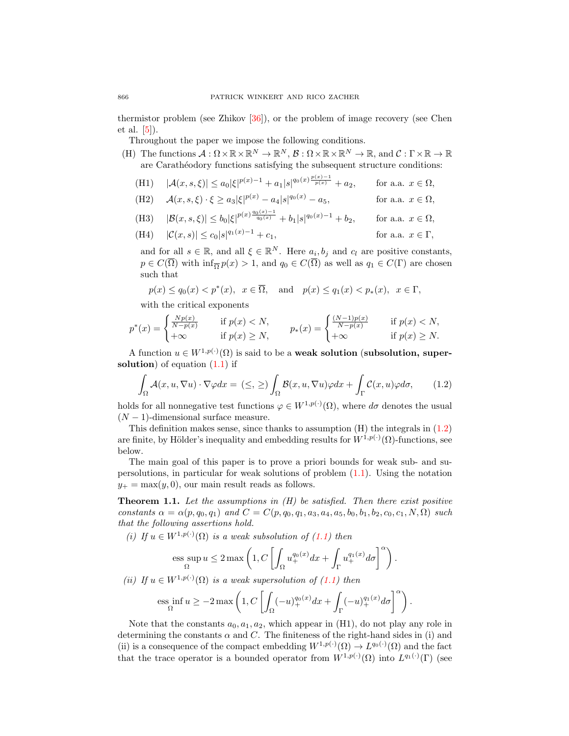thermistor problem (see Zhikov [36]), or the problem of image recovery (see Chen et al. [5]).

Throughout the paper we impose the following conditions.

(H) The functions $\mathcal{A} : \Omega \times \mathbb{R} \times \mathbb{R}^N \to \mathbb{R}^N$, $\mathcal{B} : \Omega \times \mathbb{R} \times \mathbb{R}^N \to \mathbb{R}$, and $\mathcal{C} : \Gamma \times \mathbb{R} \to \mathbb{R}$ are Carathéodory functions satisfying the subsequent structure conditions:

(H1) $\quad |\mathcal{A}(x,s,\xi)| \leq a_0|\xi|^{p(x)-1} + a_1|s|^{q_0(x)\frac{p(x)-1}{p(x)}} + a_2, \qquad$ for a.a. $x \in \Omega$,

(H2) $\quad \mathcal{A}(x,s,\xi)\cdot\xi \geq a_3|\xi|^{p(x)} - a_4|s|^{q_0(x)} - a_5, \qquad$ for a.a. $x \in \Omega$,

(H3) $\quad |\mathcal{B}(x,s,\xi)| \leq b_0|\xi|^{p(x)\frac{q_0(x)-1}{q_0(x)}} + b_1|s|^{q_0(x)-1} + b_2, \qquad$ for a.a. $x \in \Omega$,

(H4) $\quad |\mathcal{C}(x,s)| \leq c_0|s|^{q_1(x)-1} + c_1, \qquad$ for a.a. $x \in \Gamma$,

and for all $s \in \mathbb{R}$, and all $\xi \in \mathbb{R}^N$. Here $a_i, b_j$ and $c_l$ are positive constants, $p \in C(\overline{\Omega})$ with $\inf_{\overline{\Omega}} p(x) > 1$, and $q_0 \in C(\overline{\Omega})$ as well as $q_1 \in C(\Gamma)$ are chosen such that

$$p(x) \leq q_0(x) < p^*(x), \;\; x \in \overline{\Omega}, \quad \text{and} \quad p(x) \leq q_1(x) < p_*(x), \;\; x \in \Gamma,$$

with the critical exponents

$$p^*(x) = \begin{cases} \frac{Np(x)}{N-p(x)} & \text{if } p(x) < N, \\ +\infty & \text{if } p(x) \geq N, \end{cases} \qquad p_*(x) = \begin{cases} \frac{(N-1)p(x)}{N-p(x)} & \text{if } p(x) < N, \\ +\infty & \text{if } p(x) \geq N. \end{cases}$$

A function $u \in W^{1,p(\cdot)}(\Omega)$ is said to be a **weak solution** (**subsolution, supersolution**) of equation (1.1) if

$$\int_\Omega \mathcal{A}(x,u,\nabla u)\cdot\nabla\varphi dx = (\leq, \geq) \int_\Omega \mathcal{B}(x,u,\nabla u)\varphi dx + \int_\Gamma \mathcal{C}(x,u)\varphi d\sigma, \tag{1.2}$$

holds for all nonnegative test functions $\varphi \in W^{1,p(\cdot)}(\Omega)$, where $d\sigma$ denotes the usual $(N-1)$-dimensional surface measure.

This definition makes sense, since thanks to assumption (H) the integrals in (1.2) are finite, by Hölder's inequality and embedding results for $W^{1,p(\cdot)}(\Omega)$-functions, see below.

The main goal of this paper is to prove a priori bounds for weak sub- and supersolutions, in particular for weak solutions of problem (1.1). Using the notation $y_+ = \max(y, 0)$, our main result reads as follows.

**Theorem 1.1.** *Let the assumptions in (H) be satisfied. Then there exist positive constants $\alpha = \alpha(p, q_0, q_1)$ and $C = C(p, q_0, q_1, a_3, a_4, a_5, b_0, b_1, b_2, c_0, c_1, N, \Omega)$ such that the following assertions hold.*

*(i) If $u \in W^{1,p(\cdot)}(\Omega)$ is a weak subsolution of (1.1) then*

$$\operatorname*{ess\,sup}_\Omega u \leq 2\max\left(1, C\left[\int_\Omega u_+^{q_0(x)}dx + \int_\Gamma u_+^{q_1(x)}d\sigma\right]^\alpha\right).$$

*(ii) If $u \in W^{1,p(\cdot)}(\Omega)$ is a weak supersolution of (1.1) then*

$$\operatorname*{ess\,inf}_\Omega u \geq -2\max\left(1, C\left[\int_\Omega (-u)_+^{q_0(x)}dx + \int_\Gamma (-u)_+^{q_1(x)}d\sigma\right]^\alpha\right).$$

Note that the constants $a_0, a_1, a_2$, which appear in (H1), do not play any role in determining the constants $\alpha$ and $C$. The finiteness of the right-hand sides in (i) and (ii) is a consequence of the compact embedding $W^{1,p(\cdot)}(\Omega) \to L^{q_0(\cdot)}(\Omega)$ and the fact that the trace operator is a bounded operator from $W^{1,p(\cdot)}(\Omega)$ into $L^{q_1(\cdot)}(\Gamma)$ (see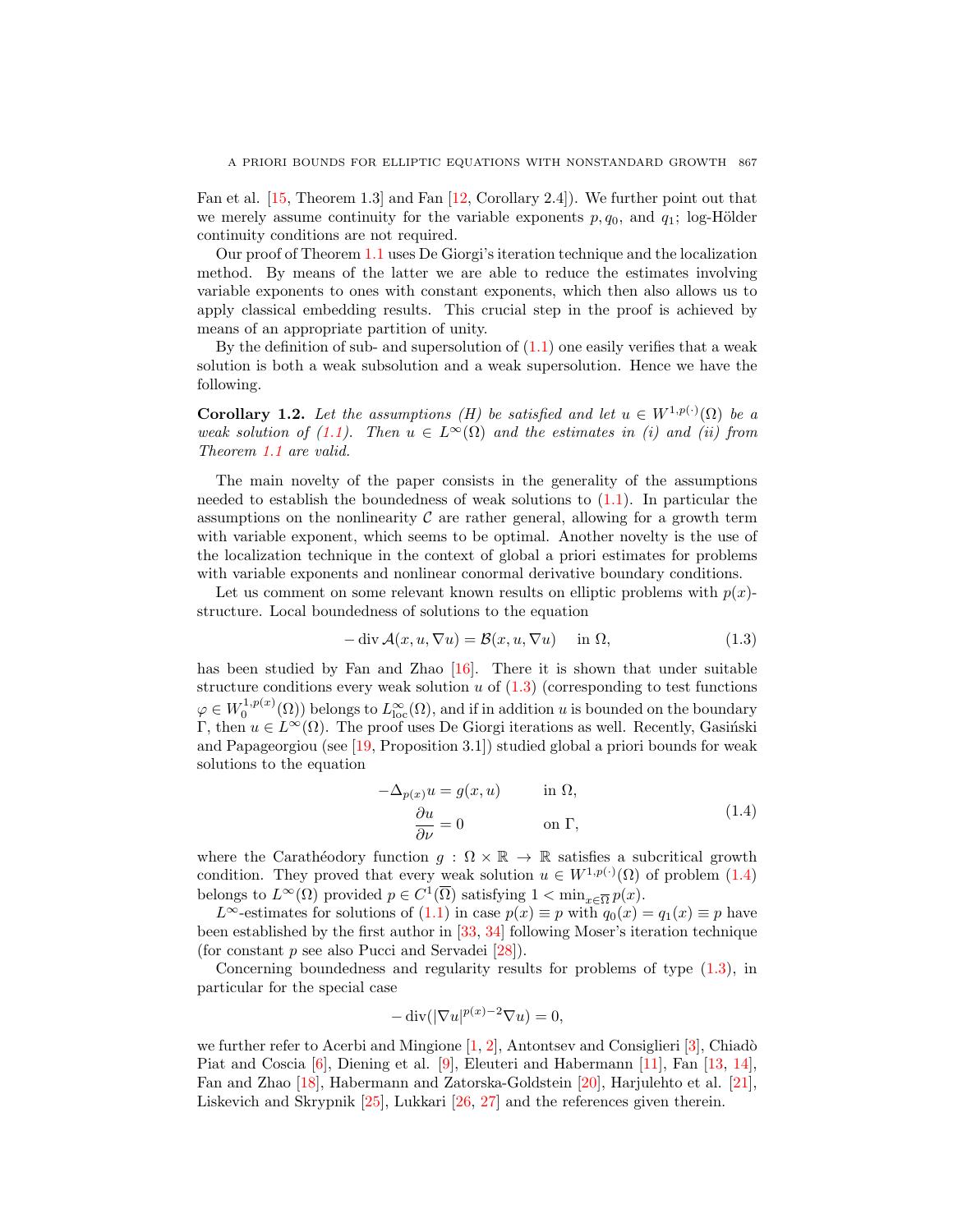Fan et al. [15, Theorem 1.3] and Fan [12, Corollary 2.4]). We further point out that we merely assume continuity for the variable exponents $p, q_0$, and $q_1$; log-Hölder continuity conditions are not required.

Our proof of Theorem 1.1 uses De Giorgi's iteration technique and the localization method. By means of the latter we are able to reduce the estimates involving variable exponents to ones with constant exponents, which then also allows us to apply classical embedding results. This crucial step in the proof is achieved by means of an appropriate partition of unity.

By the definition of sub- and supersolution of (1.1) one easily verifies that a weak solution is both a weak subsolution and a weak supersolution. Hence we have the following.

**Corollary 1.2.** *Let the assumptions (H) be satisfied and let $u \in W^{1,p(\cdot)}(\Omega)$ be a weak solution of (1.1). Then $u \in L^\infty(\Omega)$ and the estimates in (i) and (ii) from Theorem 1.1 are valid.*

The main novelty of the paper consists in the generality of the assumptions needed to establish the boundedness of weak solutions to (1.1). In particular the assumptions on the nonlinearity $\mathcal{C}$ are rather general, allowing for a growth term with variable exponent, which seems to be optimal. Another novelty is the use of the localization technique in the context of global a priori estimates for problems with variable exponents and nonlinear conormal derivative boundary conditions.

Let us comment on some relevant known results on elliptic problems with $p(x)$-structure. Local boundedness of solutions to the equation

$$-\operatorname{div} \mathcal{A}(x, u, \nabla u) = \mathcal{B}(x, u, \nabla u) \quad \text{in } \Omega, \tag{1.3}$$

has been studied by Fan and Zhao [16]. There it is shown that under suitable structure conditions every weak solution $u$ of (1.3) (corresponding to test functions $\varphi \in W_0^{1,p(x)}(\Omega)$) belongs to $L^\infty_{\text{loc}}(\Omega)$, and if in addition $u$ is bounded on the boundary $\Gamma$, then $u \in L^\infty(\Omega)$. The proof uses De Giorgi iterations as well. Recently, Gasiński and Papageorgiou (see [19, Proposition 3.1]) studied global a priori bounds for weak solutions to the equation

$$\begin{aligned} -\Delta_{p(x)} u &= g(x, u) \qquad && \text{in } \Omega, \\ \frac{\partial u}{\partial \nu} &= 0 && \text{on } \Gamma, \end{aligned} \tag{1.4}$$

where the Carathéodory function $g : \Omega \times \mathbb{R} \to \mathbb{R}$ satisfies a subcritical growth condition. They proved that every weak solution $u \in W^{1,p(\cdot)}(\Omega)$ of problem (1.4) belongs to $L^\infty(\Omega)$ provided $p \in C^1(\overline{\Omega})$ satisfying $1 < \min_{x \in \overline{\Omega}} p(x)$.

$L^\infty$-estimates for solutions of (1.1) in case $p(x) \equiv p$ with $q_0(x) = q_1(x) \equiv p$ have been established by the first author in [33, 34] following Moser's iteration technique (for constant $p$ see also Pucci and Servadei [28]).

Concerning boundedness and regularity results for problems of type (1.3), in particular for the special case

$$-\operatorname{div}(|\nabla u|^{p(x)-2} \nabla u) = 0,$$

we further refer to Acerbi and Mingione [1, 2], Antontsev and Consiglieri [3], Chiadò Piat and Coscia [6], Diening et al. [9], Eleuteri and Habermann [11], Fan [13, 14], Fan and Zhao [18], Habermann and Zatorska-Goldstein [20], Harjulehto et al. [21], Liskevich and Skrypnik [25], Lukkari [26, 27] and the references given therein.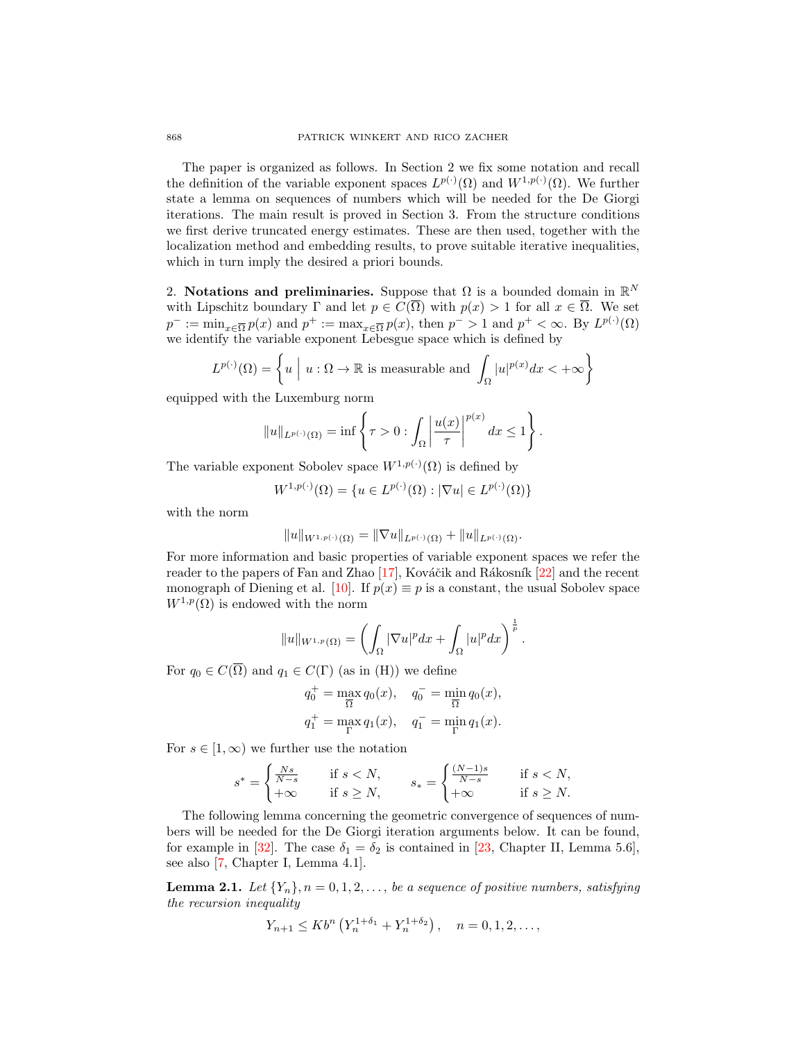The paper is organized as follows. In Section 2 we fix some notation and recall the definition of the variable exponent spaces $L^{p(\cdot)}(\Omega)$ and $W^{1,p(\cdot)}(\Omega)$. We further state a lemma on sequences of numbers which will be needed for the De Giorgi iterations. The main result is proved in Section 3. From the structure conditions we first derive truncated energy estimates. These are then used, together with the localization method and embedding results, to prove suitable iterative inequalities, which in turn imply the desired a priori bounds.

## 2. Notations and preliminaries.

Suppose that $\Omega$ is a bounded domain in $\mathbb{R}^N$ with Lipschitz boundary $\Gamma$ and let $p \in C(\overline{\Omega})$ with $p(x) > 1$ for all $x \in \overline{\Omega}$. We set $p^- := \min_{x\in\overline{\Omega}} p(x)$ and $p^+ := \max_{x\in\overline{\Omega}} p(x)$, then $p^- > 1$ and $p^+ < \infty$. By $L^{p(\cdot)}(\Omega)$ we identify the variable exponent Lebesgue space which is defined by

$$L^{p(\cdot)}(\Omega) = \left\{ u \;\middle|\; u : \Omega \to \mathbb{R} \text{ is measurable and } \int_\Omega |u|^{p(x)} dx < +\infty \right\}$$

equipped with the Luxemburg norm

$$\|u\|_{L^{p(\cdot)}(\Omega)} = \inf \left\{ \tau > 0 : \int_\Omega \left| \frac{u(x)}{\tau} \right|^{p(x)} dx \le 1 \right\}.$$

The variable exponent Sobolev space $W^{1,p(\cdot)}(\Omega)$ is defined by

$$W^{1,p(\cdot)}(\Omega) = \{u \in L^{p(\cdot)}(\Omega) : |\nabla u| \in L^{p(\cdot)}(\Omega)\}$$

with the norm

$$\|u\|_{W^{1,p(\cdot)}(\Omega)} = \|\nabla u\|_{L^{p(\cdot)}(\Omega)} + \|u\|_{L^{p(\cdot)}(\Omega)}.$$

For more information and basic properties of variable exponent spaces we refer the reader to the papers of Fan and Zhao [17], Kováčik and Rákosník [22] and the recent monograph of Diening et al. [10]. If $p(x) \equiv p$ is a constant, the usual Sobolev space $W^{1,p}(\Omega)$ is endowed with the norm

$$\|u\|_{W^{1,p}(\Omega)} = \left( \int_\Omega |\nabla u|^p dx + \int_\Omega |u|^p dx \right)^{\frac{1}{p}}.$$

For $q_0 \in C(\overline{\Omega})$ and $q_1 \in C(\Gamma)$ (as in (H)) we define

$$q_0^+ = \max_{\overline{\Omega}} q_0(x), \quad q_0^- = \min_{\overline{\Omega}} q_0(x),$$
$$q_1^+ = \max_{\Gamma} q_1(x), \quad q_1^- = \min_{\Gamma} q_1(x).$$

For $s \in [1, \infty)$ we further use the notation

$$s^* = \begin{cases} \frac{Ns}{N-s} & \text{if } s < N, \\ +\infty & \text{if } s \ge N, \end{cases} \qquad s_* = \begin{cases} \frac{(N-1)s}{N-s} & \text{if } s < N, \\ +\infty & \text{if } s \ge N. \end{cases}$$

The following lemma concerning the geometric convergence of sequences of numbers will be needed for the De Giorgi iteration arguments below. It can be found, for example in [32]. The case $\delta_1 = \delta_2$ is contained in [23, Chapter II, Lemma 5.6], see also [7, Chapter I, Lemma 4.1].

**Lemma 2.1.** *Let $\{Y_n\}, n = 0, 1, 2, \dots,$ be a sequence of positive numbers, satisfying the recursion inequality*

$$Y_{n+1} \le K b^n \left( Y_n^{1+\delta_1} + Y_n^{1+\delta_2} \right), \quad n = 0, 1, 2, \dots,$$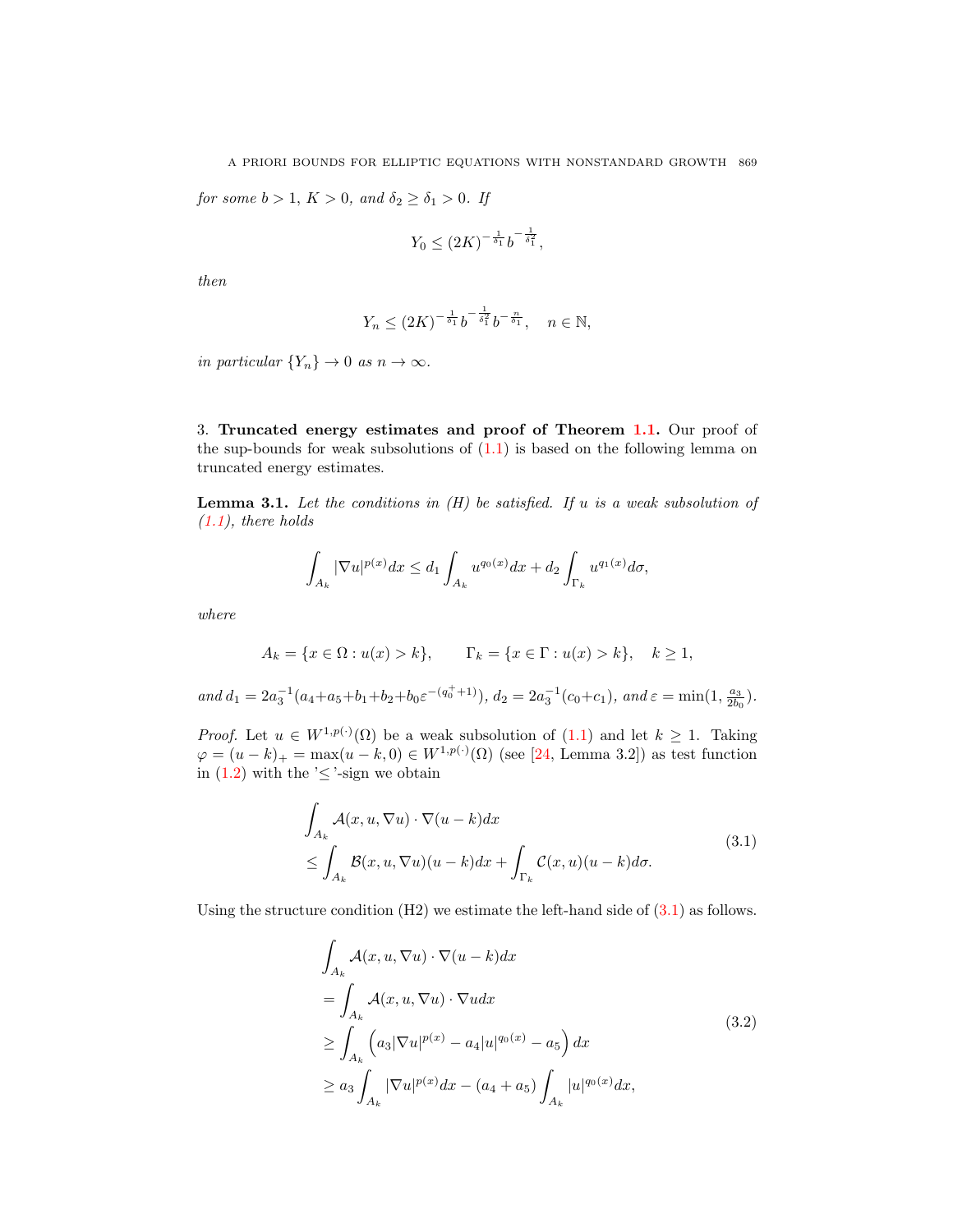*for some* $b > 1$, $K > 0$, *and* $\delta_2 \geq \delta_1 > 0$. *If*

$$Y_0 \leq (2K)^{-\frac{1}{\delta_1}} b^{-\frac{1}{\delta_1^2}},$$

*then*

$$Y_n \leq (2K)^{-\frac{1}{\delta_1}} b^{-\frac{1}{\delta_1^2}} b^{-\frac{n}{\delta_1}}, \quad n \in \mathbb{N},$$

*in particular* $\{Y_n\} \to 0$ *as* $n \to \infty$.

## 3. **Truncated energy estimates and proof of Theorem 1.1.**

Our proof of the sup-bounds for weak subsolutions of (1.1) is based on the following lemma on truncated energy estimates.

**Lemma 3.1.** *Let the conditions in (H) be satisfied. If $u$ is a weak subsolution of (1.1), there holds*

$$\int_{A_k} |\nabla u|^{p(x)} dx \leq d_1 \int_{A_k} u^{q_0(x)} dx + d_2 \int_{\Gamma_k} u^{q_1(x)} d\sigma,$$

*where*

$$A_k = \{x \in \Omega : u(x) > k\}, \qquad \Gamma_k = \{x \in \Gamma : u(x) > k\}, \quad k \geq 1,$$

*and* $d_1 = 2a_3^{-1}(a_4 + a_5 + b_1 + b_2 + b_0 \varepsilon^{-(q_0^+ + 1)})$, $d_2 = 2a_3^{-1}(c_0 + c_1)$, *and* $\varepsilon = \min(1, \frac{a_3}{2b_0})$.

*Proof.* Let $u \in W^{1,p(\cdot)}(\Omega)$ be a weak subsolution of (1.1) and let $k \geq 1$. Taking $\varphi = (u-k)_+ = \max(u-k, 0) \in W^{1,p(\cdot)}(\Omega)$ (see [24, Lemma 3.2]) as test function in (1.2) with the '$\leq$'-sign we obtain

$$\begin{aligned}
&\int_{A_k} \mathcal{A}(x, u, \nabla u) \cdot \nabla(u-k) dx \\
&\leq \int_{A_k} \mathcal{B}(x, u, \nabla u)(u-k) dx + \int_{\Gamma_k} \mathcal{C}(x, u)(u-k) d\sigma.
\end{aligned} \tag{3.1}$$

Using the structure condition (H2) we estimate the left-hand side of (3.1) as follows.

$$\begin{aligned}
&\int_{A_k} \mathcal{A}(x, u, \nabla u) \cdot \nabla(u-k) dx \\
&= \int_{A_k} \mathcal{A}(x, u, \nabla u) \cdot \nabla u dx \\
&\geq \int_{A_k} \left( a_3 |\nabla u|^{p(x)} - a_4 |u|^{q_0(x)} - a_5 \right) dx \\
&\geq a_3 \int_{A_k} |\nabla u|^{p(x)} dx - (a_4 + a_5) \int_{A_k} |u|^{q_0(x)} dx,
\end{aligned} \tag{3.2}$$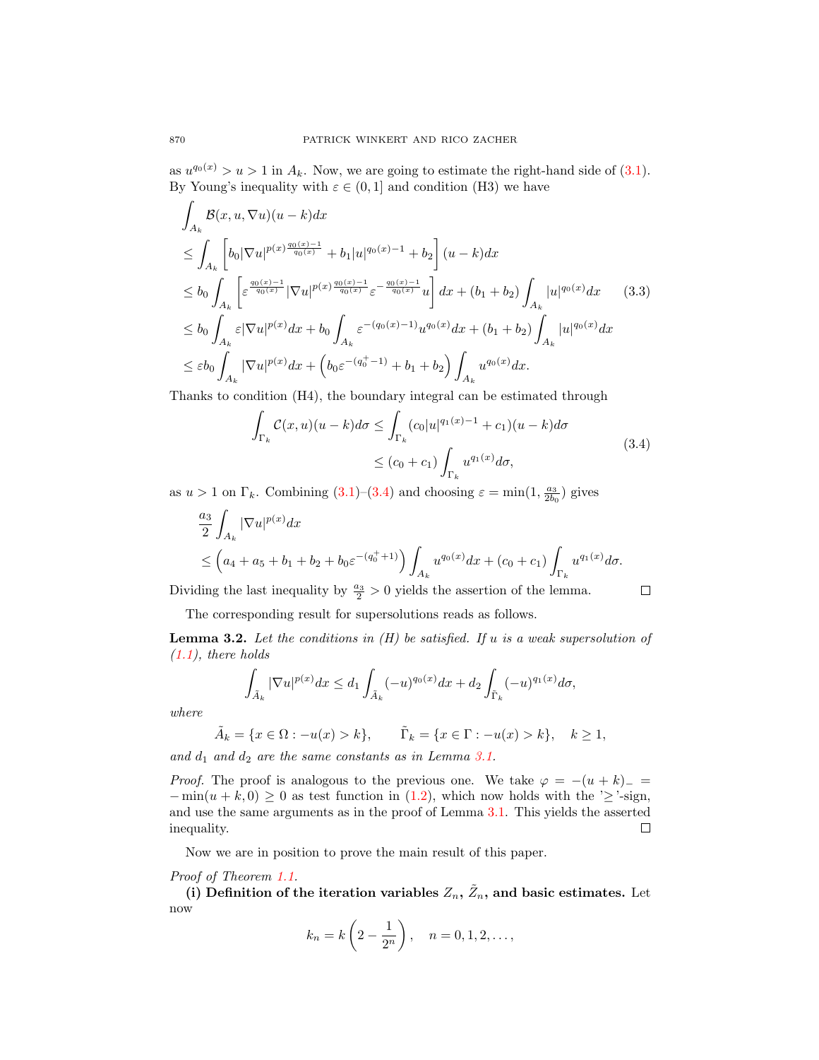as $u^{q_0(x)} > u > 1$ in $A_k$. Now, we are going to estimate the right-hand side of (3.1). By Young's inequality with $\varepsilon \in (0,1]$ and condition (H3) we have

$$
\begin{aligned}
&\int_{A_k} \mathcal{B}(x,u,\nabla u)(u-k)dx \\
&\le \int_{A_k} \left[ b_0 |\nabla u|^{p(x)\frac{q_0(x)-1}{q_0(x)}} + b_1 |u|^{q_0(x)-1} + b_2 \right](u-k)dx \\
&\le b_0 \int_{A_k} \left[ \varepsilon^{\frac{q_0(x)-1}{q_0(x)}} |\nabla u|^{p(x)\frac{q_0(x)-1}{q_0(x)}} \varepsilon^{-\frac{q_0(x)-1}{q_0(x)}} u \right] dx + (b_1+b_2) \int_{A_k} |u|^{q_0(x)} dx \qquad (3.3)\\
&\le b_0 \int_{A_k} \varepsilon |\nabla u|^{p(x)} dx + b_0 \int_{A_k} \varepsilon^{-(q_0(x)-1)} u^{q_0(x)} dx + (b_1+b_2) \int_{A_k} |u|^{q_0(x)} dx \\
&\le \varepsilon b_0 \int_{A_k} |\nabla u|^{p(x)} dx + \left( b_0 \varepsilon^{-(q_0^+-1)} + b_1 + b_2 \right) \int_{A_k} u^{q_0(x)} dx.
\end{aligned}
$$

Thanks to condition (H4), the boundary integral can be estimated through

$$
\begin{aligned}
\int_{\Gamma_k} \mathcal{C}(x,u)(u-k)d\sigma &\le \int_{\Gamma_k} (c_0 |u|^{q_1(x)-1} + c_1)(u-k)d\sigma \\
&\le (c_0+c_1) \int_{\Gamma_k} u^{q_1(x)} d\sigma,
\end{aligned} \qquad (3.4)
$$

as $u > 1$ on $\Gamma_k$. Combining (3.1)–(3.4) and choosing $\varepsilon = \min(1, \frac{a_3}{2b_0})$ gives

$$
\begin{aligned}
&\frac{a_3}{2} \int_{A_k} |\nabla u|^{p(x)} dx \\
&\le \left( a_4 + a_5 + b_1 + b_2 + b_0 \varepsilon^{-(q_0^+ + 1)} \right) \int_{A_k} u^{q_0(x)} dx + (c_0 + c_1) \int_{\Gamma_k} u^{q_1(x)} d\sigma.
\end{aligned}
$$

Dividing the last inequality by $\frac{a_3}{2} > 0$ yields the assertion of the lemma. $\square$

The corresponding result for supersolutions reads as follows.

**Lemma 3.2.** *Let the conditions in (H) be satisfied. If $u$ is a weak supersolution of (1.1), there holds*

$$
\int_{\tilde{A}_k} |\nabla u|^{p(x)} dx \le d_1 \int_{\tilde{A}_k} (-u)^{q_0(x)} dx + d_2 \int_{\tilde{\Gamma}_k} (-u)^{q_1(x)} d\sigma,
$$

*where*

$$
\tilde{A}_k = \{x \in \Omega : -u(x) > k\}, \qquad \tilde{\Gamma}_k = \{x \in \Gamma : -u(x) > k\}, \quad k \ge 1,
$$

*and $d_1$ and $d_2$ are the same constants as in Lemma 3.1.*

*Proof.* The proof is analogous to the previous one. We take $\varphi = -(u+k)_- = -\min(u+k, 0) \ge 0$ as test function in (1.2), which now holds with the '$\ge$'-sign, and use the same arguments as in the proof of Lemma 3.1. This yields the asserted inequality. $\square$

Now we are in position to prove the main result of this paper.

*Proof of Theorem 1.1.*

**(i) Definition of the iteration variables $Z_n$, $\tilde{Z}_n$, and basic estimates.** Let now

$$
k_n = k\left(2 - \frac{1}{2^n}\right), \quad n = 0, 1, 2, \ldots,
$$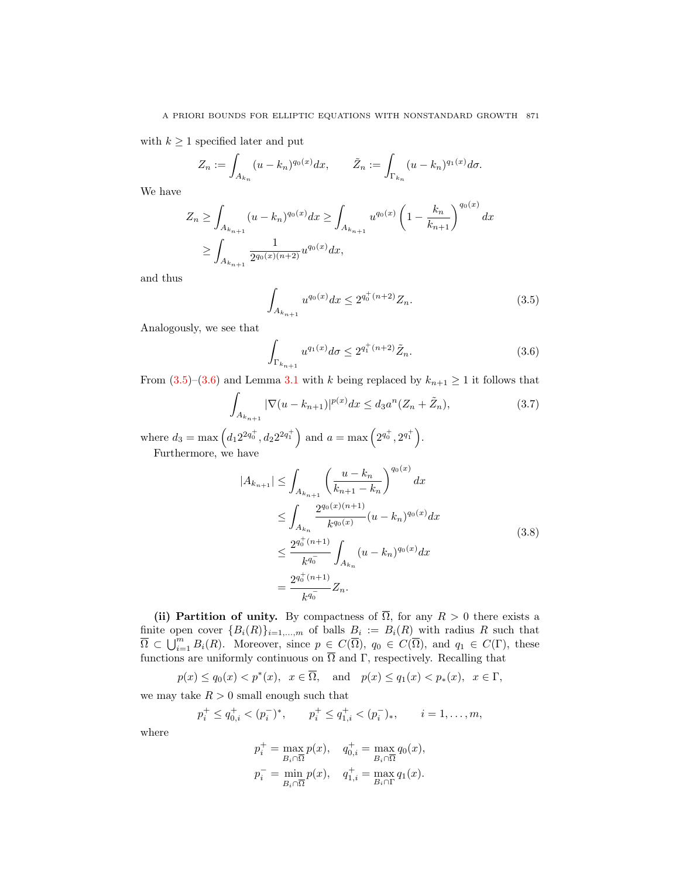with $k \geq 1$ specified later and put

$$Z_n := \int_{A_{k_n}} (u - k_n)^{q_0(x)} dx, \qquad \tilde{Z}_n := \int_{\Gamma_{k_n}} (u - k_n)^{q_1(x)} d\sigma.$$

We have

$$\begin{aligned} Z_n &\geq \int_{A_{k_{n+1}}} (u - k_n)^{q_0(x)} dx \geq \int_{A_{k_{n+1}}} u^{q_0(x)} \left(1 - \frac{k_n}{k_{n+1}}\right)^{q_0(x)} dx \\ &\geq \int_{A_{k_{n+1}}} \frac{1}{2^{q_0(x)(n+2)}} u^{q_0(x)} dx, \end{aligned}$$

and thus

$$\int_{A_{k_{n+1}}} u^{q_0(x)} dx \leq 2^{q_0^+(n+2)} Z_n. \tag{3.5}$$

Analogously, we see that

$$\int_{\Gamma_{k_{n+1}}} u^{q_1(x)} d\sigma \leq 2^{q_1^+(n+2)} \tilde{Z}_n. \tag{3.6}$$

From (3.5)–(3.6) and Lemma 3.1 with $k$ being replaced by $k_{n+1} \geq 1$ it follows that

$$\int_{A_{k_{n+1}}} |\nabla (u - k_{n+1})|^{p(x)} dx \leq d_3 a^n (Z_n + \tilde{Z}_n), \tag{3.7}$$

where $d_3 = \max\left(d_1 2^{2q_0^+}, d_2 2^{2q_1^+}\right)$ and $a = \max\left(2^{q_0^+}, 2^{q_1^+}\right)$.

Furthermore, we have

$$\begin{aligned} |A_{k_{n+1}}| &\leq \int_{A_{k_{n+1}}} \left(\frac{u - k_n}{k_{n+1} - k_n}\right)^{q_0(x)} dx \\ &\leq \int_{A_{k_n}} \frac{2^{q_0(x)(n+1)}}{k^{q_0(x)}} (u - k_n)^{q_0(x)} dx \\ &\leq \frac{2^{q_0^+(n+1)}}{k^{q_0^-}} \int_{A_{k_n}} (u - k_n)^{q_0(x)} dx \\ &= \frac{2^{q_0^+(n+1)}}{k^{q_0^-}} Z_n. \end{aligned} \tag{3.8}$$

**(ii) Partition of unity.** By compactness of $\overline{\Omega}$, for any $R > 0$ there exists a finite open cover $\{B_i(R)\}_{i=1,\ldots,m}$ of balls $B_i := B_i(R)$ with radius $R$ such that $\overline{\Omega} \subset \bigcup_{i=1}^m B_i(R)$. Moreover, since $p \in C(\overline{\Omega})$, $q_0 \in C(\overline{\Omega})$, and $q_1 \in C(\Gamma)$, these functions are uniformly continuous on $\overline{\Omega}$ and $\Gamma$, respectively. Recalling that

$$p(x) \leq q_0(x) < p^*(x), \quad x \in \overline{\Omega}, \quad \text{and} \quad p(x) \leq q_1(x) < p_*(x), \quad x \in \Gamma,$$

we may take $R > 0$ small enough such that

$$p_i^+ \leq q_{0,i}^+ < (p_i^-)^*, \qquad p_i^+ \leq q_{1,i}^+ < (p_i^-)_*, \qquad i = 1, \ldots, m,$$

where

$$\begin{aligned} p_i^+ &= \max_{B_i \cap \overline{\Omega}} p(x), \quad q_{0,i}^+ = \max_{B_i \cap \overline{\Omega}} q_0(x), \\ p_i^- &= \min_{B_i \cap \overline{\Omega}} p(x), \quad q_{1,i}^+ = \max_{B_i \cap \Gamma} q_1(x). \end{aligned}$$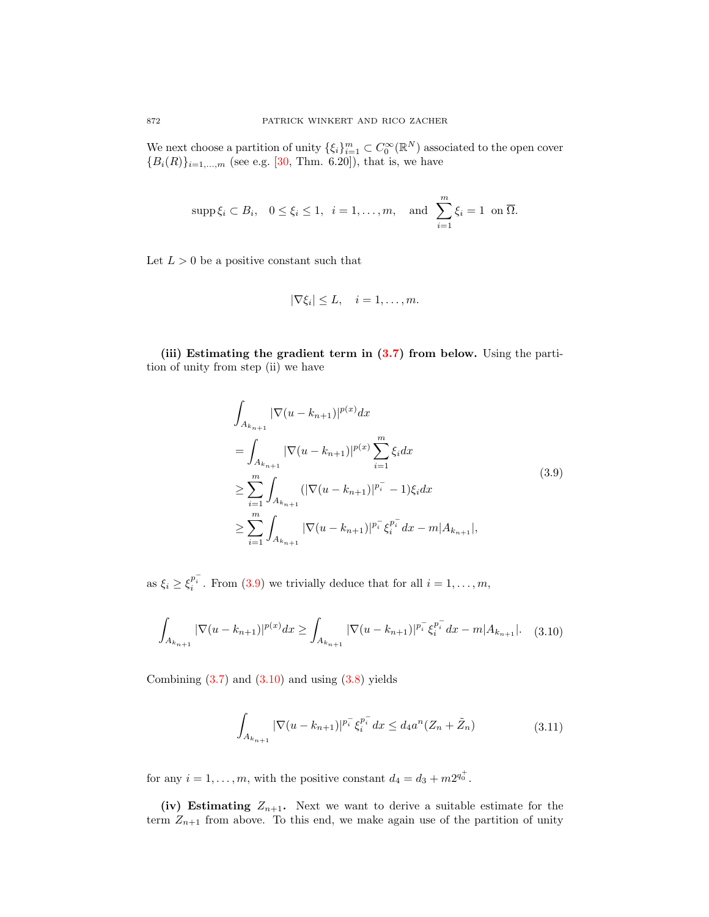We next choose a partition of unity $\{\xi_i\}_{i=1}^m \subset C_0^\infty(\mathbb{R}^N)$ associated to the open cover $\{B_i(R)\}_{i=1,\ldots,m}$ (see e.g. [30, Thm. 6.20]), that is, we have

$$\operatorname{supp} \xi_i \subset B_i, \quad 0 \le \xi_i \le 1, \quad i = 1, \ldots, m, \quad \text{and} \quad \sum_{i=1}^m \xi_i = 1 \ \text{ on } \overline{\Omega}.$$

Let $L > 0$ be a positive constant such that

$$|\nabla \xi_i| \le L, \quad i = 1, \ldots, m.$$

**(iii) Estimating the gradient term in (3.7) from below.** Using the partition of unity from step (ii) we have

$$\begin{aligned}
&\int_{A_{k_{n+1}}} |\nabla(u - k_{n+1})|^{p(x)} dx \\
&= \int_{A_{k_{n+1}}} |\nabla(u - k_{n+1})|^{p(x)} \sum_{i=1}^m \xi_i dx \\
&\ge \sum_{i=1}^m \int_{A_{k_{n+1}}} (|\nabla(u - k_{n+1})|^{p_i^-} - 1) \xi_i dx \\
&\ge \sum_{i=1}^m \int_{A_{k_{n+1}}} |\nabla(u - k_{n+1})|^{p_i^-} \xi_i^{p_i^-} dx - m|A_{k_{n+1}}|,
\end{aligned} \tag{3.9}$$

as $\xi_i \ge \xi_i^{p_i^-}$. From (3.9) we trivially deduce that for all $i = 1, \ldots, m$,

$$\int_{A_{k_{n+1}}} |\nabla(u - k_{n+1})|^{p(x)} dx \ge \int_{A_{k_{n+1}}} |\nabla(u - k_{n+1})|^{p_i^-} \xi_i^{p_i^-} dx - m|A_{k_{n+1}}|. \tag{3.10}$$

Combining (3.7) and (3.10) and using (3.8) yields

$$\int_{A_{k_{n+1}}} |\nabla(u - k_{n+1})|^{p_i^-} \xi_i^{p_i^-} dx \le d_4 a^n (Z_n + \tilde{Z}_n) \tag{3.11}$$

for any $i = 1, \ldots, m$, with the positive constant $d_4 = d_3 + m2^{q_0^+}$.

**(iv) Estimating $Z_{n+1}$.** Next we want to derive a suitable estimate for the term $Z_{n+1}$ from above. To this end, we make again use of the partition of unity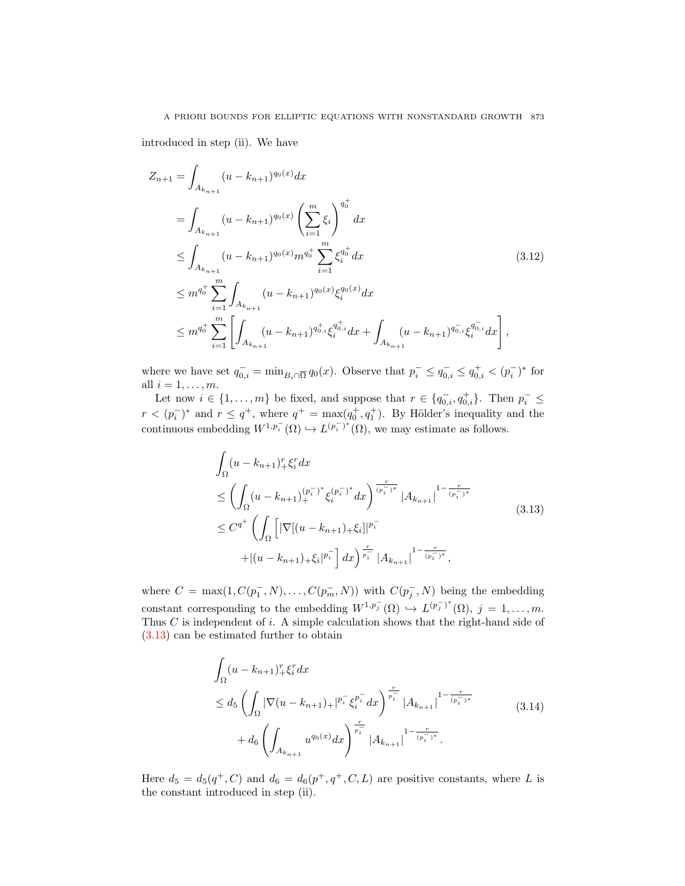introduced in step (ii). We have

$$
\begin{aligned}
Z_{n+1} &= \int_{A_{k_{n+1}}} (u-k_{n+1})^{q_0(x)} dx \\
&= \int_{A_{k_{n+1}}} (u-k_{n+1})^{q_0(x)} \left(\sum_{i=1}^m \xi_i\right)^{q_0^+} dx \\
&\le \int_{A_{k_{n+1}}} (u-k_{n+1})^{q_0(x)} m^{q_0^+} \sum_{i=1}^m \xi_i^{q_0^+} dx \\
&\le m^{q_0^+} \sum_{i=1}^m \int_{A_{k_{n+1}}} (u-k_{n+1})^{q_0(x)} \xi_i^{q_0(x)} dx \\
&\le m^{q_0^+} \sum_{i=1}^m \left[ \int_{A_{k_{n+1}}} (u-k_{n+1})^{q_{0,i}^+} \xi_i^{q_{0,i}^+} dx + \int_{A_{k_{n+1}}} (u-k_{n+1})^{q_{0,i}^-} \xi_i^{q_{0,i}^-} dx \right],
\end{aligned}
\tag{3.12}
$$

where we have set $q_{0,i}^- = \min_{B_i \cap \overline{\Omega}} q_0(x)$. Observe that $p_i^- \le q_{0,i}^- \le q_{0,i}^+ < (p_i^-)^*$ for all $i = 1, \dots, m$.

Let now $i \in \{1, \dots, m\}$ be fixed, and suppose that $r \in \{q_{0,i}^-, q_{0,i}^+\}$. Then $p_i^- \le r < (p_i^-)^*$ and $r \le q^+$, where $q^+ = \max(q_0^+, q_1^+)$. By Hölder's inequality and the continuous embedding $W^{1,p_i^-}(\Omega) \hookrightarrow L^{(p_i^-)^*}(\Omega)$, we may estimate as follows.

$$
\begin{aligned}
&\int_\Omega (u-k_{n+1})_+^r \xi_i^r dx \\
&\le \left( \int_\Omega (u-k_{n+1})_+^{(p_i^-)^*} \xi_i^{(p_i^-)^*} dx \right)^{\frac{r}{(p_i^-)^*}} |A_{k_{n+1}}|^{1-\frac{r}{(p_i^-)^*}} \\
&\le C^{q^+} \left( \int_\Omega \Big[ |\nabla[(u-k_{n+1})_+ \xi_i]|^{p_i^-} \right. \\
&\qquad \left. + |(u-k_{n+1})_+ \xi_i|^{p_i^-} \Big] dx \right)^{\frac{r}{p_i^-}} |A_{k_{n+1}}|^{1-\frac{r}{(p_i^-)^*}},
\end{aligned}
\tag{3.13}
$$

where $C = \max(1, C(p_1^-, N), \dots, C(p_m^-, N))$ with $C(p_j^-, N)$ being the embedding constant corresponding to the embedding $W^{1,p_j^-}(\Omega) \hookrightarrow L^{(p_j^-)^*}(\Omega)$, $j = 1, \dots, m$. Thus $C$ is independent of $i$. A simple calculation shows that the right-hand side of (3.13) can be estimated further to obtain

$$
\begin{aligned}
&\int_\Omega (u-k_{n+1})_+^r \xi_i^r dx \\
&\le d_5 \left( \int_\Omega |\nabla (u-k_{n+1})_+|^{p_i^-} \xi_i^{p_i^-} dx \right)^{\frac{r}{p_i^-}} |A_{k_{n+1}}|^{1-\frac{r}{(p_i^-)^*}} \\
&\quad + d_6 \left( \int_{A_{k_{n+1}}} u^{q_0(x)} dx \right)^{\frac{r}{p_i^-}} |A_{k_{n+1}}|^{1-\frac{r}{(p_i^-)^*}}.
\end{aligned}
\tag{3.14}
$$

Here $d_5 = d_5(q^+, C)$ and $d_6 = d_6(p^+, q^+, C, L)$ are positive constants, where $L$ is the constant introduced in step (ii).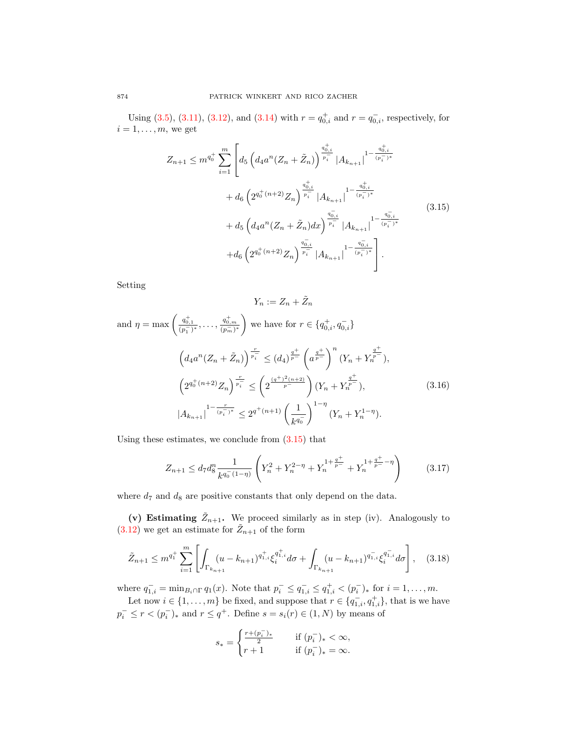Using (3.5), (3.11), (3.12), and (3.14) with $r = q_{0,i}^+$ and $r = q_{0,i}^-$, respectively, for $i = 1, \ldots, m$, we get

$$
\begin{aligned}
Z_{n+1} \le m^{q_0^+} \sum_{i=1}^{m} \Bigg[ & d_5 \left( d_4 a^n (Z_n + \tilde{Z}_n) \right)^{\frac{q_{0,i}^+}{p_i^-}} |A_{k_{n+1}}|^{1 - \frac{q_{0,i}^+}{(p_i^-)^*}} \\
& + d_6 \left( 2^{q_0^+(n+2)} Z_n \right)^{\frac{q_{0,i}^+}{p_i^-}} |A_{k_{n+1}}|^{1 - \frac{q_{0,i}^+}{(p_i^-)^*}} \\
& + d_5 \left( d_4 a^n (Z_n + \tilde{Z}_n) dx \right)^{\frac{q_{0,i}^-}{p_i^-}} |A_{k_{n+1}}|^{1 - \frac{q_{0,i}^-}{(p_i^-)^*}} \\
& + d_6 \left( 2^{q_0^+(n+2)} Z_n \right)^{\frac{q_{0,i}^-}{p_i^-}} |A_{k_{n+1}}|^{1 - \frac{q_{0,i}^-}{(p_i^-)^*}} \Bigg].
\end{aligned}
\tag{3.15}
$$

Setting

$$
Y_n := Z_n + \tilde{Z}_n
$$

and $\eta = \max\left( \frac{q_{0,1}^+}{(p_1^-)^*}, \ldots, \frac{q_{0,m}^+}{(p_m^-)^*} \right)$ we have for $r \in \{q_{0,i}^+, q_{0,i}^-\}$

$$
\begin{aligned}
\left( d_4 a^n (Z_n + \tilde{Z}_n) \right)^{\frac{r}{p_i^-}} &\le (d_4)^{\frac{q^+}{p^-}} \left( a^{\frac{q^+}{p^-}} \right)^n (Y_n + Y_n^{\frac{q^+}{p^-}}), \\
\left( 2^{q_0^+(n+2)} Z_n \right)^{\frac{r}{p_i^-}} &\le \left( 2^{\frac{(q^+)^2(n+2)}{p^-}} \right) (Y_n + Y_n^{\frac{q^+}{p^-}}), \\
|A_{k_{n+1}}|^{1 - \frac{r}{(p_i^-)^*}} &\le 2^{q^+(n+1)} \left( \frac{1}{k^{q_0^-}} \right)^{1-\eta} (Y_n + Y_n^{1-\eta}).
\end{aligned}
\tag{3.16}
$$

Using these estimates, we conclude from (3.15) that

$$
Z_{n+1} \le d_7 d_8^n \frac{1}{k^{q_0^-(1-\eta)}} \left( Y_n^2 + Y_n^{2-\eta} + Y_n^{1+\frac{q^+}{p^-}} + Y_n^{1+\frac{q^+}{p^-} - \eta} \right)
\tag{3.17}
$$

where $d_7$ and $d_8$ are positive constants that only depend on the data.

**(v) Estimating $\tilde{Z}_{n+1}$.** We proceed similarly as in step (iv). Analogously to (3.12) we get an estimate for $\tilde{Z}_{n+1}$ of the form

$$
\tilde{Z}_{n+1} \le m^{q_1^+} \sum_{i=1}^{m} \left[ \int_{\Gamma_{k_{n+1}}} (u - k_{n+1})^{q_{1,i}^+} \xi_i^{q_{1,i}^+} d\sigma + \int_{\Gamma_{k_{n+1}}} (u - k_{n+1})^{q_{1,i}^-} \xi_i^{q_{1,i}^-} d\sigma \right],
\tag{3.18}
$$

where $q_{1,i}^- = \min_{B_i \cap \Gamma} q_1(x)$. Note that $p_i^- \le q_{1,i}^- \le q_{1,i}^+ < (p_i^-)_*$ for $i = 1, \ldots, m$.

Let now $i \in \{1, \ldots, m\}$ be fixed, and suppose that $r \in \{q_{1,i}^-, q_{1,i}^+\}$, that is we have $p_i^- \le r < (p_i^-)_*$ and $r \le q^+$. Define $s = s_i(r) \in (1, N)$ by means of

$$
s_* = \begin{cases} \frac{r + (p_i^-)_*}{2} & \text{if } (p_i^-)_* < \infty, \\ r + 1 & \text{if } (p_i^-)_* = \infty. \end{cases}
$$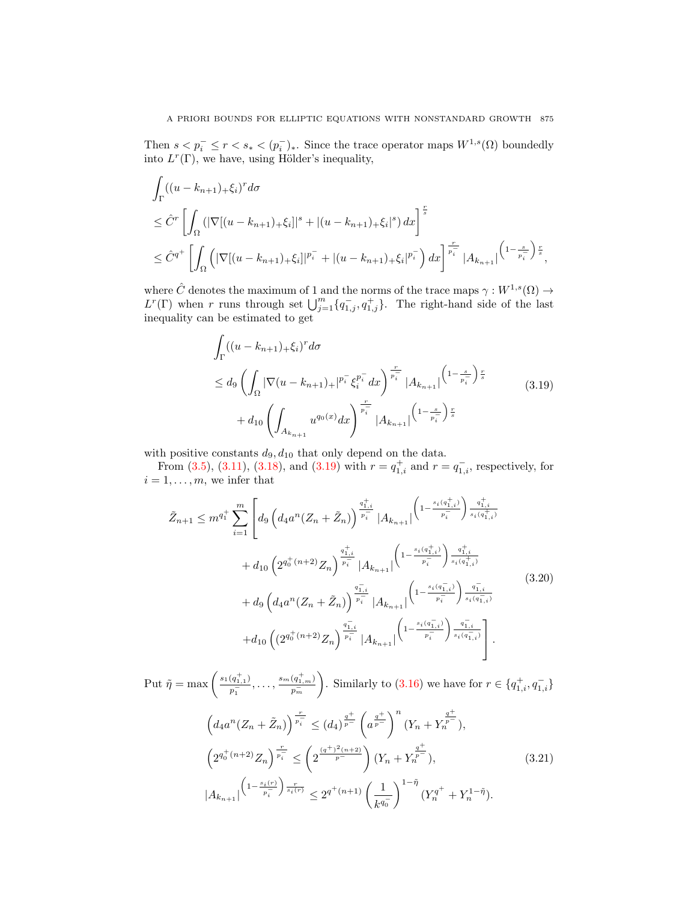Then $s < p_i^- \le r < s_* < (p_i^-)_*$. Since the trace operator maps $W^{1,s}(\Omega)$ boundedly into $L^r(\Gamma)$, we have, using Hölder's inequality,

$$
\begin{aligned}
&\int_\Gamma ((u-k_{n+1})_+\xi_i)^r d\sigma \\
&\le \hat{C}^r \left[\int_\Omega \left(|\nabla[(u-k_{n+1})_+\xi_i]|^s + |(u-k_{n+1})_+\xi_i|^s\right) dx\right]^{\frac{r}{s}} \\
&\le \hat{C}^{q^+} \left[\int_\Omega \left(|\nabla[(u-k_{n+1})_+\xi_i]|^{p_i^-} + |(u-k_{n+1})_+\xi_i|^{p_i^-}\right) dx\right]^{\frac{r}{p_i^-}} |A_{k_{n+1}}|^{\left(1-\frac{s}{p_i^-}\right)\frac{r}{s}},
\end{aligned}
$$

where $\hat{C}$ denotes the maximum of 1 and the norms of the trace maps $\gamma : W^{1,s}(\Omega) \to L^r(\Gamma)$ when $r$ runs through set $\bigcup_{j=1}^m \{q_{1,j}^-, q_{1,j}^+\}$. The right-hand side of the last inequality can be estimated to get

$$
\begin{aligned}
&\int_\Gamma ((u-k_{n+1})_+\xi_i)^r d\sigma \\
&\le d_9 \left(\int_\Omega |\nabla(u-k_{n+1})_+|^{p_i^-}\xi_i^{p_i^-} dx\right)^{\frac{r}{p_i^-}} |A_{k_{n+1}}|^{\left(1-\frac{s}{p_i^-}\right)\frac{r}{s}} \\
&\quad + d_{10}\left(\int_{A_{k_{n+1}}} u^{q_0(x)} dx\right)^{\frac{r}{p_i^-}} |A_{k_{n+1}}|^{\left(1-\frac{s}{p_i^-}\right)\frac{r}{s}}
\end{aligned} \tag{3.19}
$$

with positive constants $d_9, d_{10}$ that only depend on the data.

From (3.5), (3.11), (3.18), and (3.19) with $r = q_{1,i}^+$ and $r = q_{1,i}^-$, respectively, for $i = 1, \ldots, m$, we infer that

$$
\begin{aligned}
\tilde{Z}_{n+1} \le m^{q_1^+} \sum_{i=1}^m \Bigg[ & d_9 \left(d_4 a^n (Z_n + \tilde{Z}_n)\right)^{\frac{q_{1,i}^+}{p_i^-}} |A_{k_{n+1}}|^{\left(1-\frac{s_i(q_{1,i}^+)}{p_i^-}\right)\frac{q_{1,i}^+}{s_i(q_{1,i}^+)}} \\
& + d_{10}\left(2^{q_0^+(n+2)} Z_n\right)^{\frac{q_{1,i}^+}{p_i^-}} |A_{k_{n+1}}|^{\left(1-\frac{s_i(q_{1,i}^+)}{p_i^-}\right)\frac{q_{1,i}^+}{s_i(q_{1,i}^+)}} \\
& + d_9 \left(d_4 a^n (Z_n + \tilde{Z}_n)\right)^{\frac{q_{1,i}^-}{p_i^-}} |A_{k_{n+1}}|^{\left(1-\frac{s_i(q_{1,i}^-)}{p_i^-}\right)\frac{q_{1,i}^-}{s_i(q_{1,i}^-)}} \\
& + d_{10}\left((2^{q_0^+(n+2)} Z_n\right)^{\frac{q_{1,i}^-}{p_i^-}} |A_{k_{n+1}}|^{\left(1-\frac{s_i(q_{1,i}^-)}{p_i^-}\right)\frac{q_{1,i}^-}{s_i(q_{1,i}^-)}} \Bigg].
\end{aligned} \tag{3.20}
$$

Put $\tilde{\eta} = \max\left(\frac{s_1(q_{1,1}^+)}{p_1^-}, \ldots, \frac{s_m(q_{1,m}^+)}{p_m^-}\right)$. Similarly to (3.16) we have for $r \in \{q_{1,i}^+, q_{1,i}^-\}$

$$
\begin{aligned}
&\left(d_4 a^n (Z_n + \tilde{Z}_n)\right)^{\frac{r}{p_i^-}} \le (d_4)^{\frac{q^+}{p^-}} \left(a^{\frac{q^+}{p^-}}\right)^n (Y_n + Y_n^{\frac{q^+}{p^-}}), \\
&\left(2^{q_0^+(n+2)} Z_n\right)^{\frac{r}{p_i^-}} \le \left(2^{\frac{(q^+)^2(n+2)}{p^-}}\right)(Y_n + Y_n^{\frac{q^+}{p^-}}), \\
&|A_{k_{n+1}}|^{\left(1-\frac{s_i(r)}{p_i^-}\right)\frac{r}{s_i(r)}} \le 2^{q^+(n+1)}\left(\frac{1}{k^{q_0}}\right)^{1-\tilde{\eta}} (Y_n^{q^+} + Y_n^{1-\tilde{\eta}}).
\end{aligned} \tag{3.21}
$$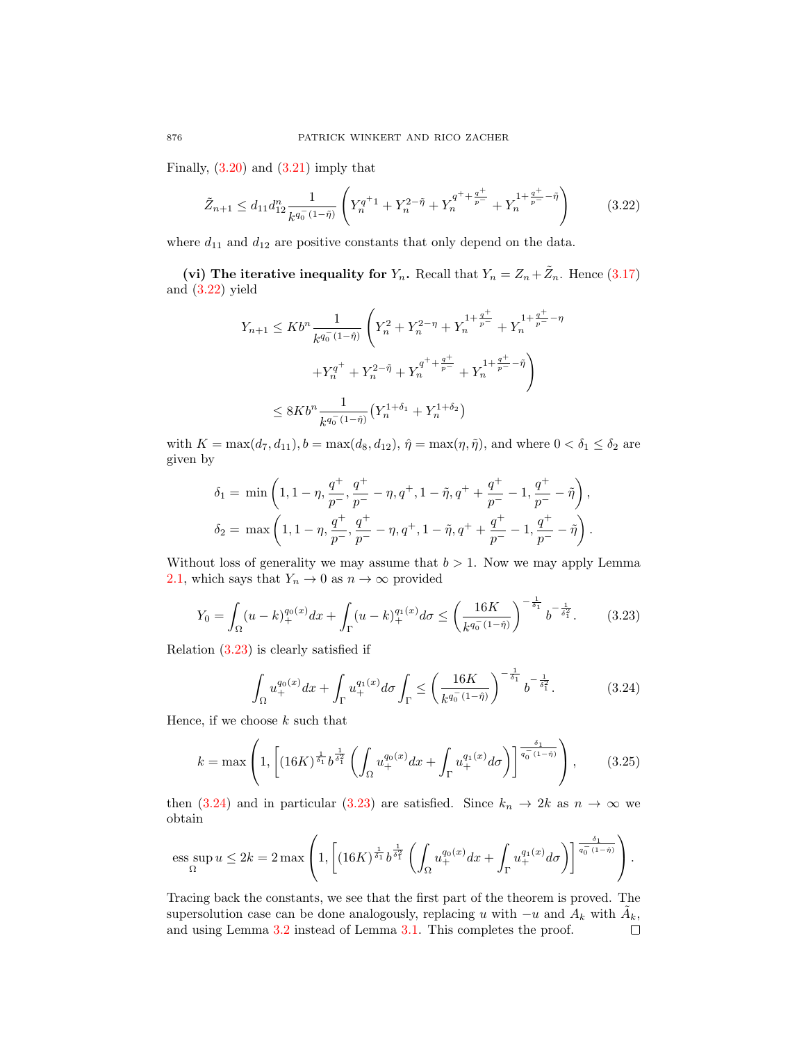Finally, (3.20) and (3.21) imply that

$$\tilde{Z}_{n+1} \leq d_{11} d_{12}^n \frac{1}{k^{q_0^-(1-\tilde{\eta})}} \left( Y_n^{q^+1} + Y_n^{2-\tilde{\eta}} + Y_n^{q^+ + \frac{q^+}{p^-}} + Y_n^{1+\frac{q^+}{p^-}-\tilde{\eta}} \right) \tag{3.22}$$

where $d_{11}$ and $d_{12}$ are positive constants that only depend on the data.

**(vi) The iterative inequality for $Y_n$.** Recall that $Y_n = Z_n + \tilde{Z}_n$. Hence (3.17) and (3.22) yield

$$\begin{aligned}
Y_{n+1} &\leq K b^n \frac{1}{k^{q_0^-(1-\hat{\eta})}} \left( Y_n^2 + Y_n^{2-\eta} + Y_n^{1+\frac{q^+}{p^-}} + Y_n^{1+\frac{q^+}{p^-}-\eta} \right. \\
&\qquad \left. + Y_n^{q^+} + Y_n^{2-\tilde{\eta}} + Y_n^{q^+ + \frac{q^+}{p^-}} + Y_n^{1+\frac{q^+}{p^-}-\tilde{\eta}} \right) \\
&\leq 8 K b^n \frac{1}{k^{q_0^-(1-\hat{\eta})}} \left( Y_n^{1+\delta_1} + Y_n^{1+\delta_2} \right)
\end{aligned}$$

with $K = \max(d_7, d_{11}), b = \max(d_8, d_{12}), \hat{\eta} = \max(\eta, \tilde{\eta})$, and where $0 < \delta_1 \leq \delta_2$ are given by

$$\begin{aligned}
\delta_1 &= \min\left(1, 1-\eta, \frac{q^+}{p^-}, \frac{q^+}{p^-} - \eta, q^+, 1-\tilde{\eta}, q^+ + \frac{q^+}{p^-} - 1, \frac{q^+}{p^-} - \tilde{\eta}\right), \\
\delta_2 &= \max\left(1, 1-\eta, \frac{q^+}{p^-}, \frac{q^+}{p^-} - \eta, q^+, 1-\tilde{\eta}, q^+ + \frac{q^+}{p^-} - 1, \frac{q^+}{p^-} - \tilde{\eta}\right).
\end{aligned}$$

Without loss of generality we may assume that $b > 1$. Now we may apply Lemma 2.1, which says that $Y_n \to 0$ as $n \to \infty$ provided

$$Y_0 = \int_\Omega (u-k)_+^{q_0(x)} dx + \int_\Gamma (u-k)_+^{q_1(x)} d\sigma \leq \left( \frac{16K}{k^{q_0^-(1-\hat{\eta})}} \right)^{-\frac{1}{\delta_1}} b^{-\frac{1}{\delta_1^2}}. \tag{3.23}$$

Relation (3.23) is clearly satisfied if

$$\int_\Omega u_+^{q_0(x)} dx + \int_\Gamma u_+^{q_1(x)} d\sigma \int_\Gamma \leq \left( \frac{16K}{k^{q_0^-(1-\hat{\eta})}} \right)^{-\frac{1}{\delta_1}} b^{-\frac{1}{\delta_1^2}}. \tag{3.24}$$

Hence, if we choose $k$ such that

$$k = \max\left(1, \left[ (16K)^{\frac{1}{\delta_1}} b^{\frac{1}{\delta_1^2}} \left( \int_\Omega u_+^{q_0(x)} dx + \int_\Gamma u_+^{q_1(x)} d\sigma \right) \right]^{\frac{\delta_1}{q_0^-(1-\hat{\eta})}} \right), \tag{3.25}$$

then (3.24) and in particular (3.23) are satisfied. Since $k_n \to 2k$ as $n \to \infty$ we obtain

$$\operatorname*{ess\,sup}_\Omega u \leq 2k = 2 \max\left(1, \left[ (16K)^{\frac{1}{\delta_1}} b^{\frac{1}{\delta_1^2}} \left( \int_\Omega u_+^{q_0(x)} dx + \int_\Gamma u_+^{q_1(x)} d\sigma \right) \right]^{\frac{\delta_1}{q_0^-(1-\hat{\eta})}} \right).$$

Tracing back the constants, we see that the first part of the theorem is proved. The supersolution case can be done analogously, replacing $u$ with $-u$ and $A_k$ with $\tilde{A}_k$, and using Lemma 3.2 instead of Lemma 3.1. This completes the proof. $\square$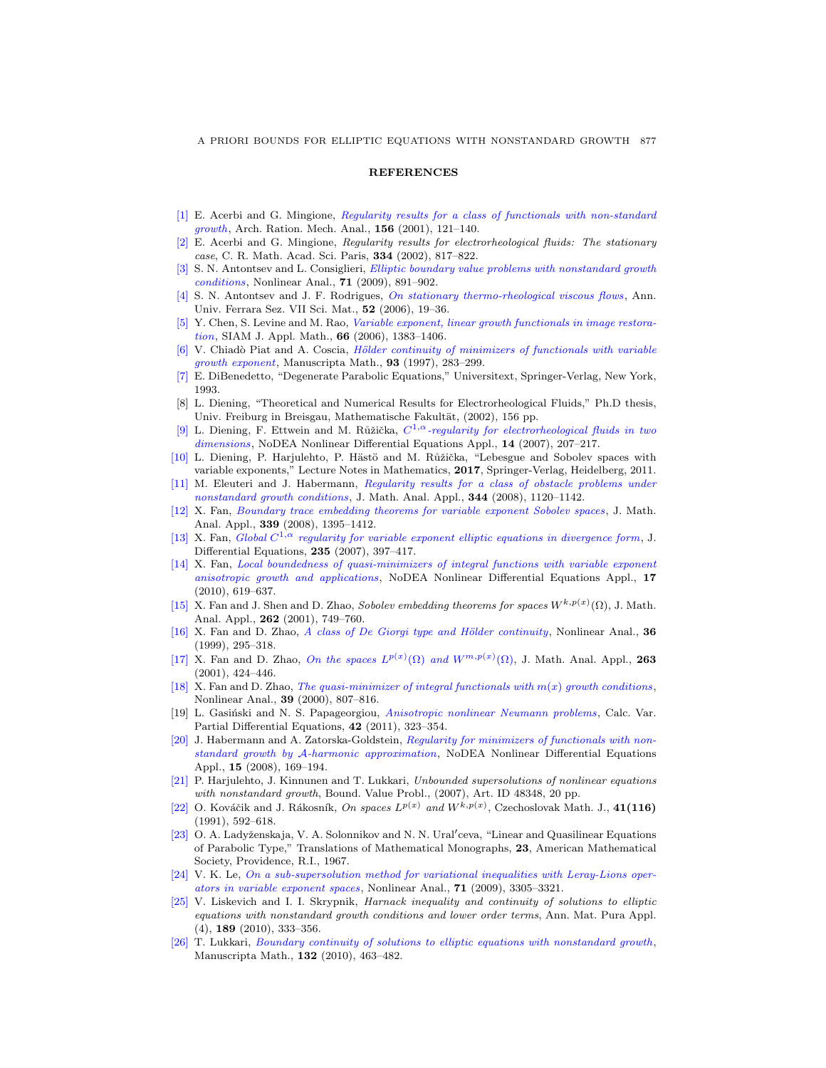## REFERENCES

[1] E. Acerbi and G. Mingione, *Regularity results for a class of functionals with non-standard growth*, Arch. Ration. Mech. Anal., **156** (2001), 121–140.

[2] E. Acerbi and G. Mingione, *Regularity results for electrorheological fluids: The stationary case*, C. R. Math. Acad. Sci. Paris, **334** (2002), 817–822.

[3] S. N. Antontsev and L. Consiglieri, *Elliptic boundary value problems with nonstandard growth conditions*, Nonlinear Anal., **71** (2009), 891–902.

[4] S. N. Antontsev and J. F. Rodrigues, *On stationary thermo-rheological viscous flows*, Ann. Univ. Ferrara Sez. VII Sci. Mat., **52** (2006), 19–36.

[5] Y. Chen, S. Levine and M. Rao, *Variable exponent, linear growth functionals in image restoration*, SIAM J. Appl. Math., **66** (2006), 1383–1406.

[6] V. Chiadò Piat and A. Coscia, *Hölder continuity of minimizers of functionals with variable growth exponent*, Manuscripta Math., **93** (1997), 283–299.

[7] E. DiBenedetto, "Degenerate Parabolic Equations," Universitext, Springer-Verlag, New York, 1993.

[8] L. Diening, "Theoretical and Numerical Results for Electrorheological Fluids," Ph.D thesis, Univ. Freiburg in Breisgau, Mathematische Fakultät, (2002), 156 pp.

[9] L. Diening, F. Ettwein and M. Růžička, *$C^{1,\alpha}$-regularity for electrorheological fluids in two dimensions*, NoDEA Nonlinear Differential Equations Appl., **14** (2007), 207–217.

[10] L. Diening, P. Harjulehto, P. Hästö and M. Růžička, "Lebesgue and Sobolev spaces with variable exponents," Lecture Notes in Mathematics, **2017**, Springer-Verlag, Heidelberg, 2011.

[11] M. Eleuteri and J. Habermann, *Regularity results for a class of obstacle problems under nonstandard growth conditions*, J. Math. Anal. Appl., **344** (2008), 1120–1142.

[12] X. Fan, *Boundary trace embedding theorems for variable exponent Sobolev spaces*, J. Math. Anal. Appl., **339** (2008), 1395–1412.

[13] X. Fan, *Global $C^{1,\alpha}$ regularity for variable exponent elliptic equations in divergence form*, J. Differential Equations, **235** (2007), 397–417.

[14] X. Fan, *Local boundedness of quasi-minimizers of integral functions with variable exponent anisotropic growth and applications*, NoDEA Nonlinear Differential Equations Appl., **17** (2010), 619–637.

[15] X. Fan and J. Shen and D. Zhao, *Sobolev embedding theorems for spaces $W^{k,p(x)}(\Omega)$*, J. Math. Anal. Appl., **262** (2001), 749–760.

[16] X. Fan and D. Zhao, *A class of De Giorgi type and Hölder continuity*, Nonlinear Anal., **36** (1999), 295–318.

[17] X. Fan and D. Zhao, *On the spaces $L^{p(x)}(\Omega)$ and $W^{m,p(x)}(\Omega)$*, J. Math. Anal. Appl., **263** (2001), 424–446.

[18] X. Fan and D. Zhao, *The quasi-minimizer of integral functionals with $m(x)$ growth conditions*, Nonlinear Anal., **39** (2000), 807–816.

[19] L. Gasiński and N. S. Papageorgiou, *Anisotropic nonlinear Neumann problems*, Calc. Var. Partial Differential Equations, **42** (2011), 323–354.

[20] J. Habermann and A. Zatorska-Goldstein, *Regularity for minimizers of functionals with nonstandard growth by $\mathcal{A}$-harmonic approximation*, NoDEA Nonlinear Differential Equations Appl., **15** (2008), 169–194.

[21] P. Harjulehto, J. Kinnunen and T. Lukkari, *Unbounded supersolutions of nonlinear equations with nonstandard growth*, Bound. Value Probl., (2007), Art. ID 48348, 20 pp.

[22] O. Kováčik and J. Rákosník, *On spaces $L^{p(x)}$ and $W^{k,p(x)}$*, Czechoslovak Math. J., **41(116)** (1991), 592–618.

[23] O. A. Ladyženskaja, V. A. Solonnikov and N. N. Uralʹceva, "Linear and Quasilinear Equations of Parabolic Type," Translations of Mathematical Monographs, **23**, American Mathematical Society, Providence, R.I., 1967.

[24] V. K. Le, *On a sub-supersolution method for variational inequalities with Leray-Lions operators in variable exponent spaces*, Nonlinear Anal., **71** (2009), 3305–3321.

[25] V. Liskevich and I. I. Skrypnik, *Harnack inequality and continuity of solutions to elliptic equations with nonstandard growth conditions and lower order terms*, Ann. Mat. Pura Appl. (4), **189** (2010), 333–356.

[26] T. Lukkari, *Boundary continuity of solutions to elliptic equations with nonstandard growth*, Manuscripta Math., **132** (2010), 463–482.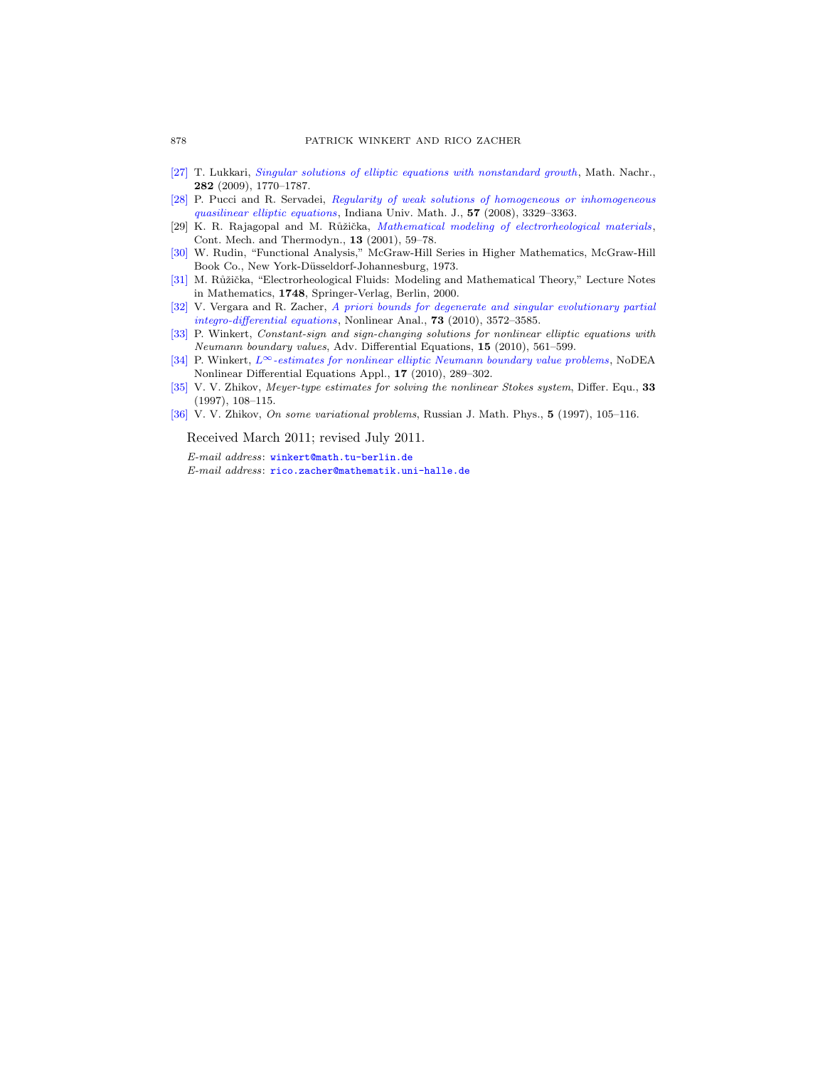[27] T. Lukkari, *Singular solutions of elliptic equations with nonstandard growth*, Math. Nachr., **282** (2009), 1770–1787.

[28] P. Pucci and R. Servadei, *Regularity of weak solutions of homogeneous or inhomogeneous quasilinear elliptic equations*, Indiana Univ. Math. J., **57** (2008), 3329–3363.

[29] K. R. Rajagopal and M. Růžička, *Mathematical modeling of electrorheological materials*, Cont. Mech. and Thermodyn., **13** (2001), 59–78.

[30] W. Rudin, "Functional Analysis," McGraw-Hill Series in Higher Mathematics, McGraw-Hill Book Co., New York-Düsseldorf-Johannesburg, 1973.

[31] M. Růžička, "Electrorheological Fluids: Modeling and Mathematical Theory," Lecture Notes in Mathematics, **1748**, Springer-Verlag, Berlin, 2000.

[32] V. Vergara and R. Zacher, *A priori bounds for degenerate and singular evolutionary partial integro-differential equations*, Nonlinear Anal., **73** (2010), 3572–3585.

[33] P. Winkert, *Constant-sign and sign-changing solutions for nonlinear elliptic equations with Neumann boundary values*, Adv. Differential Equations, **15** (2010), 561–599.

[34] P. Winkert, *$L^\infty$-estimates for nonlinear elliptic Neumann boundary value problems*, NoDEA Nonlinear Differential Equations Appl., **17** (2010), 289–302.

[35] V. V. Zhikov, *Meyer-type estimates for solving the nonlinear Stokes system*, Differ. Equ., **33** (1997), 108–115.

[36] V. V. Zhikov, *On some variational problems*, Russian J. Math. Phys., **5** (1997), 105–116.

Received March 2011; revised July 2011.

*E-mail address*: winkert@math.tu-berlin.de
*E-mail address*: rico.zacher@mathematik.uni-halle.de